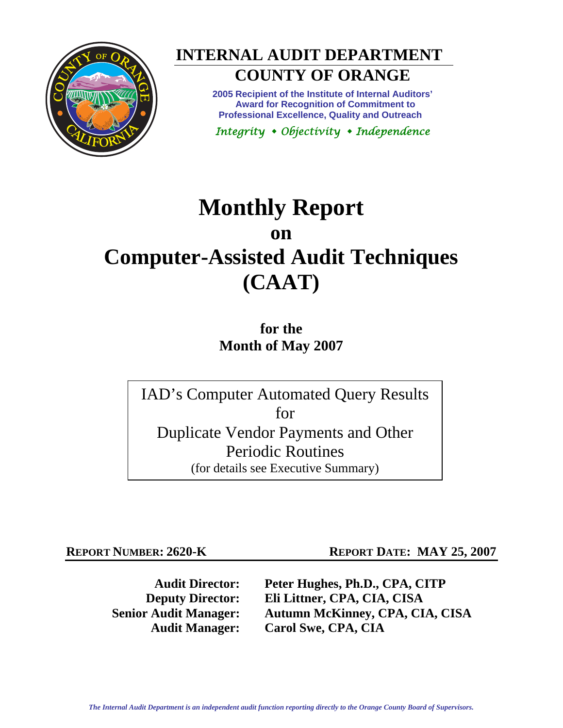# INTERNAL AUDIT DEPARTMENT

## COUNTY OF ORANGE

**2005 Recipient of the Institute of Internal Auditors' Award for Recognition of Commitment to Professional Excellence, Quality and Outreach**

*Integrity • Objectivity • Independence*

# Monthly Report
## on
# Computer-Assisted Audit Techniques (CAAT)

**for the**
**Month of May 2007**

IAD's Computer Automated Query Results
for
Duplicate Vendor Payments and Other Periodic Routines
(for details see Executive Summary)

**REPORT NUMBER: 2620-K** | **REPORT DATE: MAY 25, 2007**

**Audit Director:** Peter Hughes, Ph.D., CPA, CITP
**Deputy Director:** Eli Littner, CPA, CIA, CISA
**Senior Audit Manager:** Autumn McKinney, CPA, CIA, CISA
**Audit Manager:** Carol Swe, CPA, CIA

*The Internal Audit Department is an independent audit function reporting directly to the Orange County Board of Supervisors.*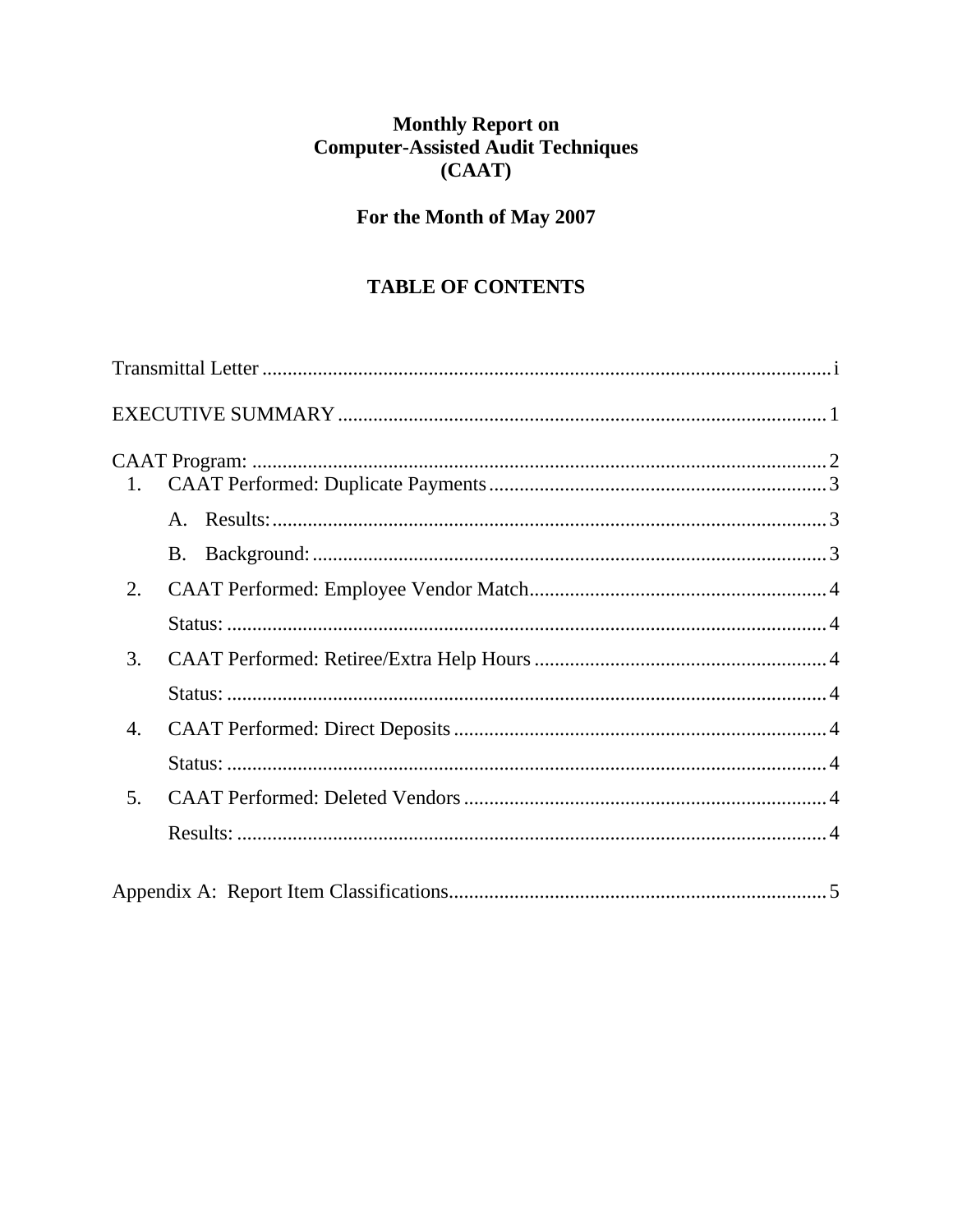# Monthly Report on Computer-Assisted Audit Techniques (CAAT)

## For the Month of May 2007

## TABLE OF CONTENTS

Transmittal Letter ........................................................................................................ i

EXECUTIVE SUMMARY .............................................................................................. 1

CAAT Program: ............................................................................................................ 2

1. CAAT Performed: Duplicate Payments .................................................................. 3
   - A. Results: ............................................................................................................. 3
   - B. Background: ..................................................................................................... 3
2. CAAT Performed: Employee Vendor Match ........................................................... 4
   - Status: .................................................................................................................. 4
3. CAAT Performed: Retiree/Extra Help Hours .......................................................... 4
   - Status: .................................................................................................................. 4
4. CAAT Performed: Direct Deposits .......................................................................... 4
   - Status: .................................................................................................................. 4
5. CAAT Performed: Deleted Vendors ........................................................................ 4
   - Results: ................................................................................................................ 4

Appendix A: Report Item Classifications ...................................................................... 5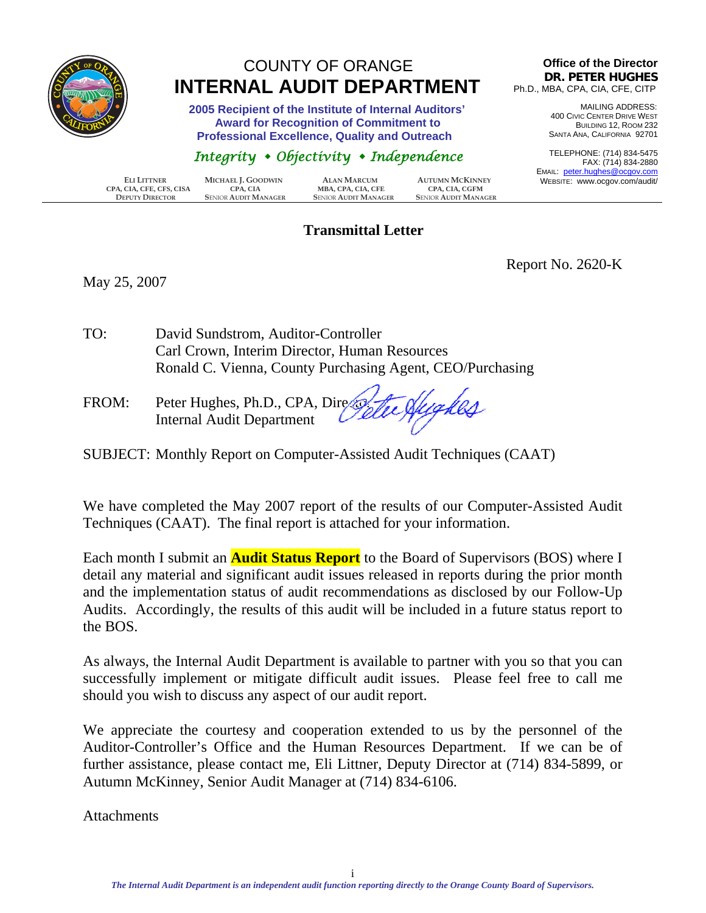# COUNTY OF ORANGE
# INTERNAL AUDIT DEPARTMENT

**2005 Recipient of the Institute of Internal Auditors' Award for Recognition of Commitment to Professional Excellence, Quality and Outreach**

*Integrity • Objectivity • Independence*

| ELI LITTNER<br>CPA, CIA, CFE, CFS, CISA<br>DEPUTY DIRECTOR | MICHAEL J. GOODWIN<br>CPA, CIA<br>SENIOR AUDIT MANAGER | ALAN MARCUM<br>MBA, CPA, CIA, CFE<br>SENIOR AUDIT MANAGER | AUTUMN MCKINNEY<br>CPA, CIA, CGFM<br>SENIOR AUDIT MANAGER |
|---|---|---|---|

**Office of the Director**
**DR. PETER HUGHES**
Ph.D., MBA, CPA, CIA, CFE, CITP

MAILING ADDRESS:
400 CIVIC CENTER DRIVE WEST
BUILDING 12, ROOM 232
SANTA ANA, CALIFORNIA 92701

TELEPHONE: (714) 834-5475
FAX: (714) 834-2880
EMAIL: peter.hughes@ocgov.com
WEBSITE: www.ocgov.com/audit/

## Transmittal Letter

Report No. 2620-K

May 25, 2007

TO: David Sundstrom, Auditor-Controller
Carl Crown, Interim Director, Human Resources
Ronald C. Vienna, County Purchasing Agent, CEO/Purchasing

FROM: Peter Hughes, Ph.D., CPA, Director
Internal Audit Department

SUBJECT: Monthly Report on Computer-Assisted Audit Techniques (CAAT)

We have completed the May 2007 report of the results of our Computer-Assisted Audit Techniques (CAAT). The final report is attached for your information.

Each month I submit an **Audit Status Report** to the Board of Supervisors (BOS) where I detail any material and significant audit issues released in reports during the prior month and the implementation status of audit recommendations as disclosed by our Follow-Up Audits. Accordingly, the results of this audit will be included in a future status report to the BOS.

As always, the Internal Audit Department is available to partner with you so that you can successfully implement or mitigate difficult audit issues. Please feel free to call me should you wish to discuss any aspect of our audit report.

We appreciate the courtesy and cooperation extended to us by the personnel of the Auditor-Controller's Office and the Human Resources Department. If we can be of further assistance, please contact me, Eli Littner, Deputy Director at (714) 834-5899, or Autumn McKinney, Senior Audit Manager at (714) 834-6106.

Attachments

*The Internal Audit Department is an independent audit function reporting directly to the Orange County Board of Supervisors.*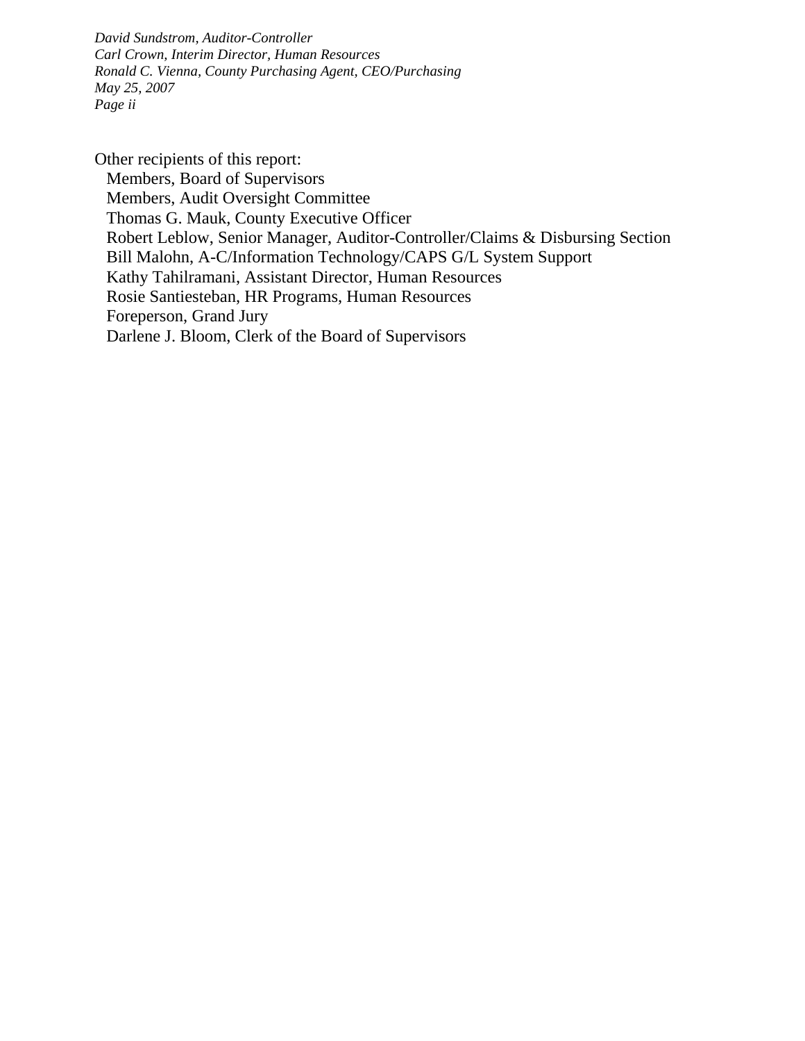*David Sundstrom, Auditor-Controller*
*Carl Crown, Interim Director, Human Resources*
*Ronald C. Vienna, County Purchasing Agent, CEO/Purchasing*
*May 25, 2007*
*Page ii*

Other recipients of this report:

- Members, Board of Supervisors
- Members, Audit Oversight Committee
- Thomas G. Mauk, County Executive Officer
- Robert Leblow, Senior Manager, Auditor-Controller/Claims & Disbursing Section
- Bill Malohn, A-C/Information Technology/CAPS G/L System Support
- Kathy Tahilramani, Assistant Director, Human Resources
- Rosie Santiesteban, HR Programs, Human Resources
- Foreperson, Grand Jury
- Darlene J. Bloom, Clerk of the Board of Supervisors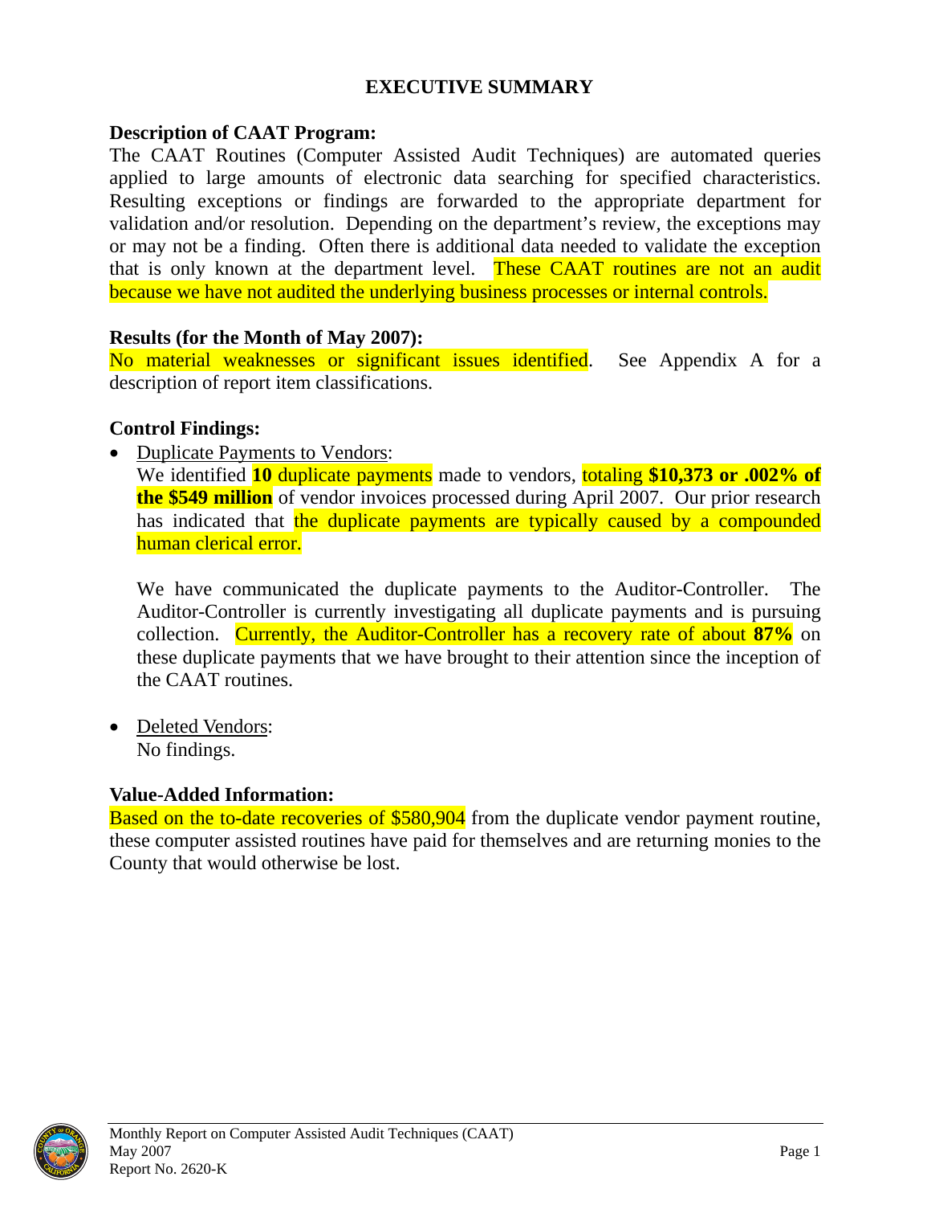# EXECUTIVE SUMMARY

**Description of CAAT Program:**
The CAAT Routines (Computer Assisted Audit Techniques) are automated queries applied to large amounts of electronic data searching for specified characteristics. Resulting exceptions or findings are forwarded to the appropriate department for validation and/or resolution. Depending on the department's review, the exceptions may or may not be a finding. Often there is additional data needed to validate the exception that is only known at the department level. These CAAT routines are not an audit because we have not audited the underlying business processes or internal controls.

**Results (for the Month of May 2007):**
No material weaknesses or significant issues identified. See Appendix A for a description of report item classifications.

**Control Findings:**

- Duplicate Payments to Vendors:
  We identified **10** duplicate payments made to vendors, totaling **$10,373 or .002% of the $549 million** of vendor invoices processed during April 2007. Our prior research has indicated that the duplicate payments are typically caused by a compounded human clerical error.

  We have communicated the duplicate payments to the Auditor-Controller. The Auditor-Controller is currently investigating all duplicate payments and is pursuing collection. Currently, the Auditor-Controller has a recovery rate of about **87%** on these duplicate payments that we have brought to their attention since the inception of the CAAT routines.

- Deleted Vendors:
  No findings.

**Value-Added Information:**
Based on the to-date recoveries of $580,904 from the duplicate vendor payment routine, these computer assisted routines have paid for themselves and are returning monies to the County that would otherwise be lost.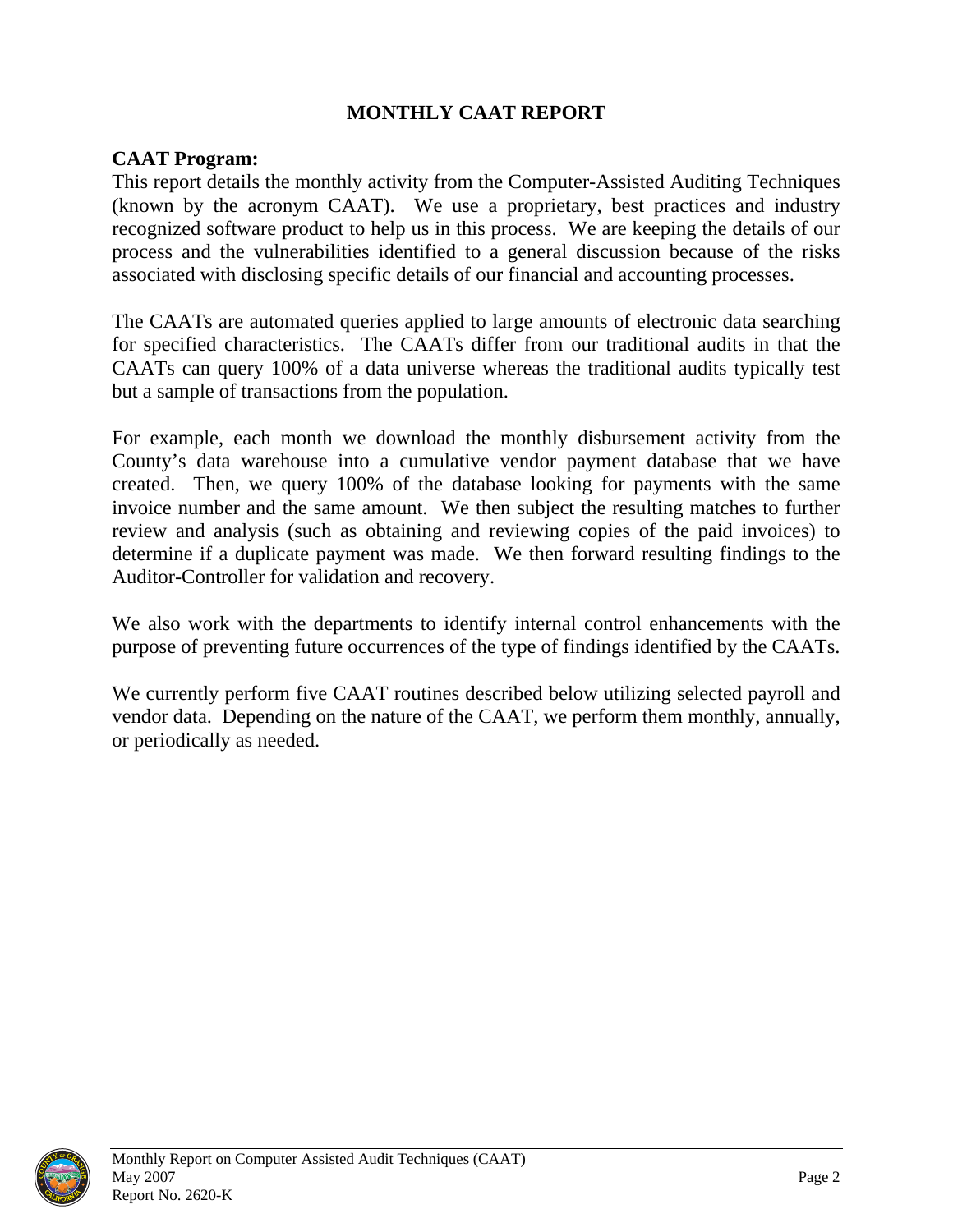# MONTHLY CAAT REPORT

**CAAT Program:**

This report details the monthly activity from the Computer-Assisted Auditing Techniques (known by the acronym CAAT). We use a proprietary, best practices and industry recognized software product to help us in this process. We are keeping the details of our process and the vulnerabilities identified to a general discussion because of the risks associated with disclosing specific details of our financial and accounting processes.

The CAATs are automated queries applied to large amounts of electronic data searching for specified characteristics. The CAATs differ from our traditional audits in that the CAATs can query 100% of a data universe whereas the traditional audits typically test but a sample of transactions from the population.

For example, each month we download the monthly disbursement activity from the County's data warehouse into a cumulative vendor payment database that we have created. Then, we query 100% of the database looking for payments with the same invoice number and the same amount. We then subject the resulting matches to further review and analysis (such as obtaining and reviewing copies of the paid invoices) to determine if a duplicate payment was made. We then forward resulting findings to the Auditor-Controller for validation and recovery.

We also work with the departments to identify internal control enhancements with the purpose of preventing future occurrences of the type of findings identified by the CAATs.

We currently perform five CAAT routines described below utilizing selected payroll and vendor data. Depending on the nature of the CAAT, we perform them monthly, annually, or periodically as needed.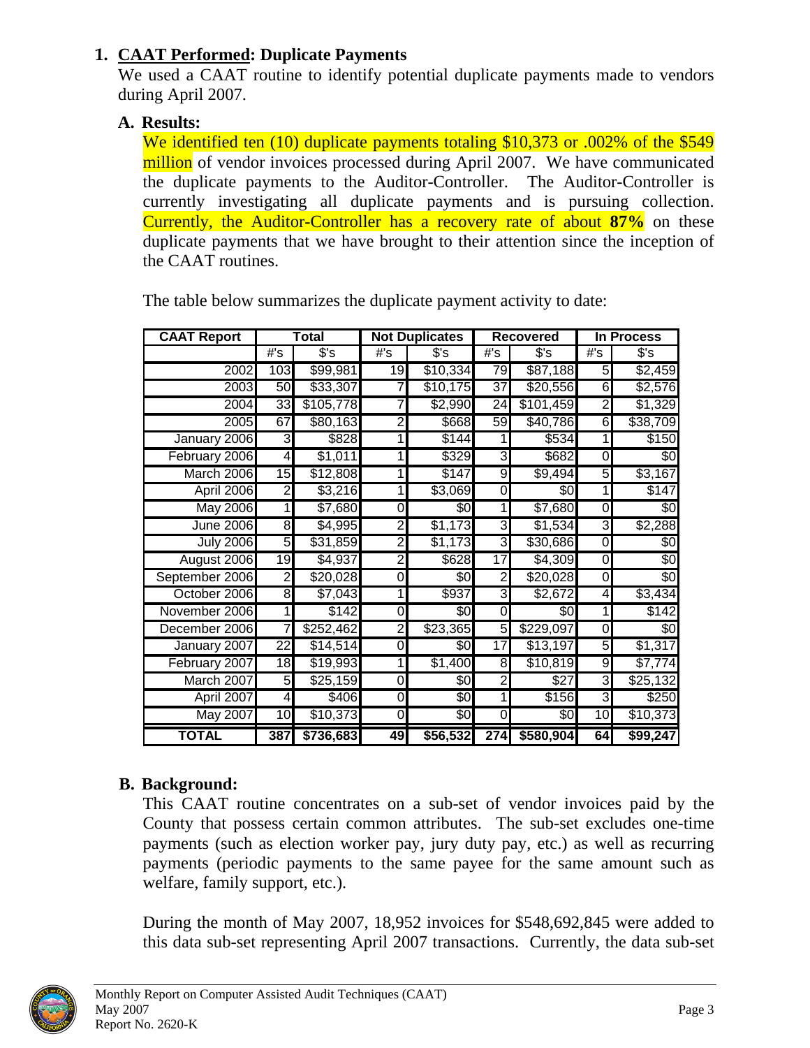## 1. CAAT Performed: Duplicate Payments

We used a CAAT routine to identify potential duplicate payments made to vendors during April 2007.

### A. Results:

We identified ten (10) duplicate payments totaling $10,373 or .002% of the $549 million of vendor invoices processed during April 2007. We have communicated the duplicate payments to the Auditor-Controller. The Auditor-Controller is currently investigating all duplicate payments and is pursuing collection. Currently, the Auditor-Controller has a recovery rate of about **87%** on these duplicate payments that we have brought to their attention since the inception of the CAAT routines.

The table below summarizes the duplicate payment activity to date:

| CAAT Report | Total | | Not Duplicates | | Recovered | | In Process | |
|---|---|---|---|---|---|---|---|---|
| | #'s | $'s | #'s | $'s | #'s | $'s | #'s | $'s |
| 2002 | 103 | $99,981 | 19 | $10,334 | 79 | $87,188 | 5 | $2,459 |
| 2003 | 50 | $33,307 | 7 | $10,175 | 37 | $20,556 | 6 | $2,576 |
| 2004 | 33 | $105,778 | 7 | $2,990 | 24 | $101,459 | 2 | $1,329 |
| 2005 | 67 | $80,163 | 2 | $668 | 59 | $40,786 | 6 | $38,709 |
| January 2006 | 3 | $828 | 1 | $144 | 1 | $534 | 1 | $150 |
| February 2006 | 4 | $1,011 | 1 | $329 | 3 | $682 | 0 | $0 |
| March 2006 | 15 | $12,808 | 1 | $147 | 9 | $9,494 | 5 | $3,167 |
| April 2006 | 2 | $3,216 | 1 | $3,069 | 0 | $0 | 1 | $147 |
| May 2006 | 1 | $7,680 | 0 | $0 | 1 | $7,680 | 0 | $0 |
| June 2006 | 8 | $4,995 | 2 | $1,173 | 3 | $1,534 | 3 | $2,288 |
| July 2006 | 5 | $31,859 | 2 | $1,173 | 3 | $30,686 | 0 | $0 |
| August 2006 | 19 | $4,937 | 2 | $628 | 17 | $4,309 | 0 | $0 |
| September 2006 | 2 | $20,028 | 0 | $0 | 2 | $20,028 | 0 | $0 |
| October 2006 | 8 | $7,043 | 1 | $937 | 3 | $2,672 | 4 | $3,434 |
| November 2006 | 1 | $142 | 0 | $0 | 0 | $0 | 1 | $142 |
| December 2006 | 7 | $252,462 | 2 | $23,365 | 5 | $229,097 | 0 | $0 |
| January 2007 | 22 | $14,514 | 0 | $0 | 17 | $13,197 | 5 | $1,317 |
| February 2007 | 18 | $19,993 | 1 | $1,400 | 8 | $10,819 | 9 | $7,774 |
| March 2007 | 5 | $25,159 | 0 | $0 | 2 | $27 | 3 | $25,132 |
| April 2007 | 4 | $406 | 0 | $0 | 1 | $156 | 3 | $250 |
| May 2007 | 10 | $10,373 | 0 | $0 | 0 | $0 | 10 | $10,373 |
| **TOTAL** | **387** | **$736,683** | **49** | **$56,532** | **274** | **$580,904** | **64** | **$99,247** |

### B. Background:

This CAAT routine concentrates on a sub-set of vendor invoices paid by the County that possess certain common attributes. The sub-set excludes one-time payments (such as election worker pay, jury duty pay, etc.) as well as recurring payments (periodic payments to the same payee for the same amount such as welfare, family support, etc.).

During the month of May 2007, 18,952 invoices for $548,692,845 were added to this data sub-set representing April 2007 transactions. Currently, the data sub-set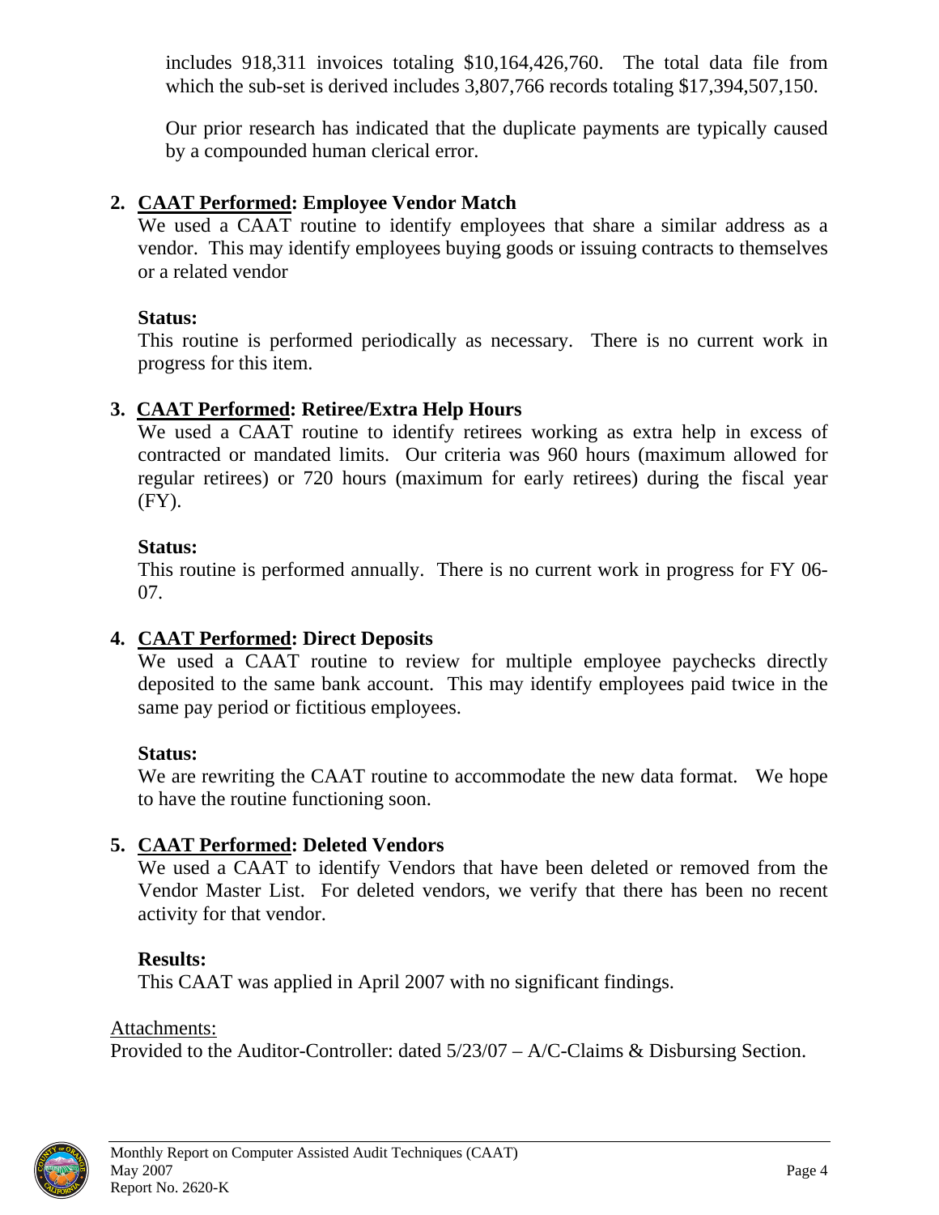includes 918,311 invoices totaling $10,164,426,760. The total data file from which the sub-set is derived includes 3,807,766 records totaling $17,394,507,150.

Our prior research has indicated that the duplicate payments are typically caused by a compounded human clerical error.

2. **CAAT Performed: Employee Vendor Match**
   We used a CAAT routine to identify employees that share a similar address as a vendor. This may identify employees buying goods or issuing contracts to themselves or a related vendor

   **Status:**
   This routine is performed periodically as necessary. There is no current work in progress for this item.

3. **CAAT Performed: Retiree/Extra Help Hours**
   We used a CAAT routine to identify retirees working as extra help in excess of contracted or mandated limits. Our criteria was 960 hours (maximum allowed for regular retirees) or 720 hours (maximum for early retirees) during the fiscal year (FY).

   **Status:**
   This routine is performed annually. There is no current work in progress for FY 06-07.

4. **CAAT Performed: Direct Deposits**
   We used a CAAT routine to review for multiple employee paychecks directly deposited to the same bank account. This may identify employees paid twice in the same pay period or fictitious employees.

   **Status:**
   We are rewriting the CAAT routine to accommodate the new data format. We hope to have the routine functioning soon.

5. **CAAT Performed: Deleted Vendors**
   We used a CAAT to identify Vendors that have been deleted or removed from the Vendor Master List. For deleted vendors, we verify that there has been no recent activity for that vendor.

   **Results:**
   This CAAT was applied in April 2007 with no significant findings.

Attachments:
Provided to the Auditor-Controller: dated 5/23/07 – A/C-Claims & Disbursing Section.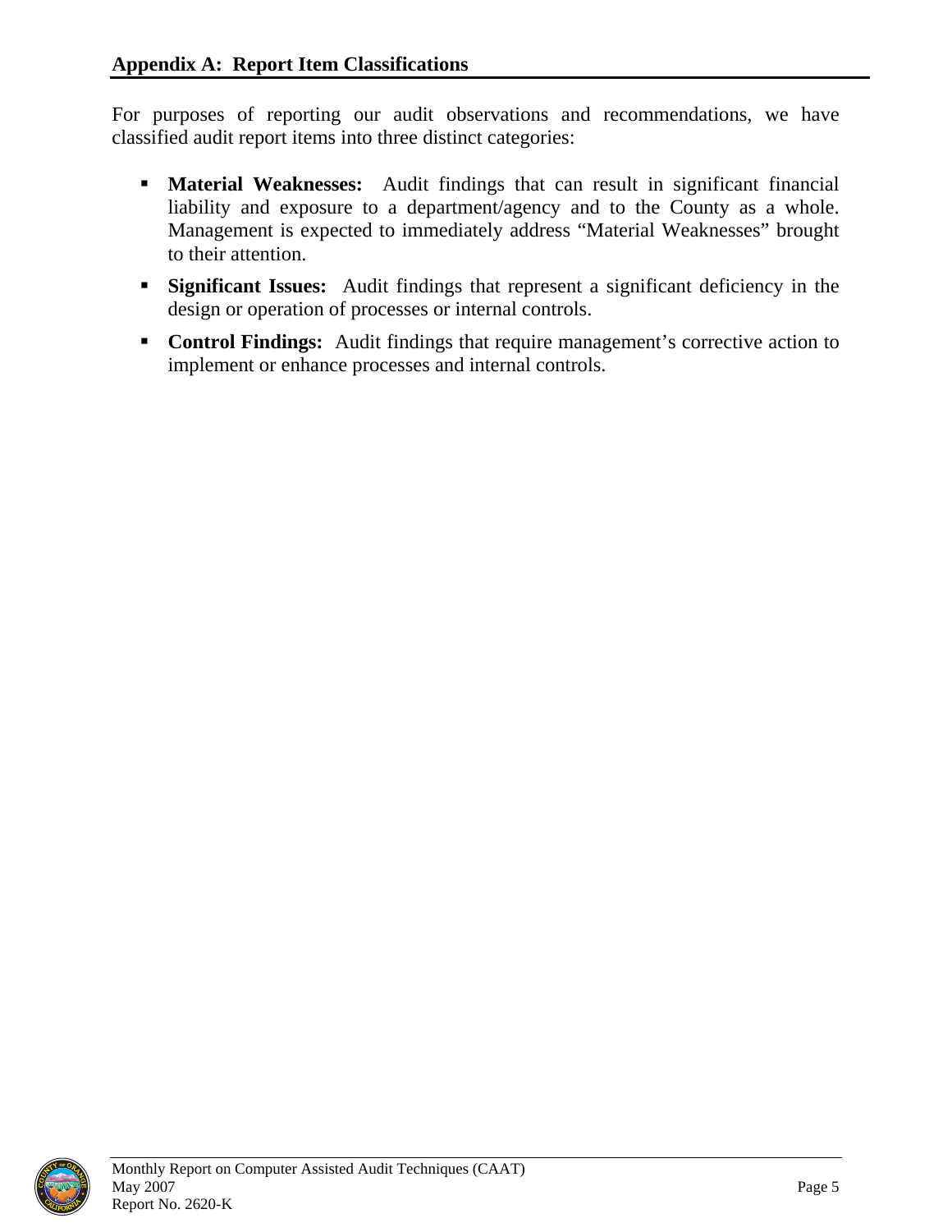## Appendix A: Report Item Classifications

For purposes of reporting our audit observations and recommendations, we have classified audit report items into three distinct categories:

- **Material Weaknesses:** Audit findings that can result in significant financial liability and exposure to a department/agency and to the County as a whole. Management is expected to immediately address "Material Weaknesses" brought to their attention.
- **Significant Issues:** Audit findings that represent a significant deficiency in the design or operation of processes or internal controls.
- **Control Findings:** Audit findings that require management's corrective action to implement or enhance processes and internal controls.